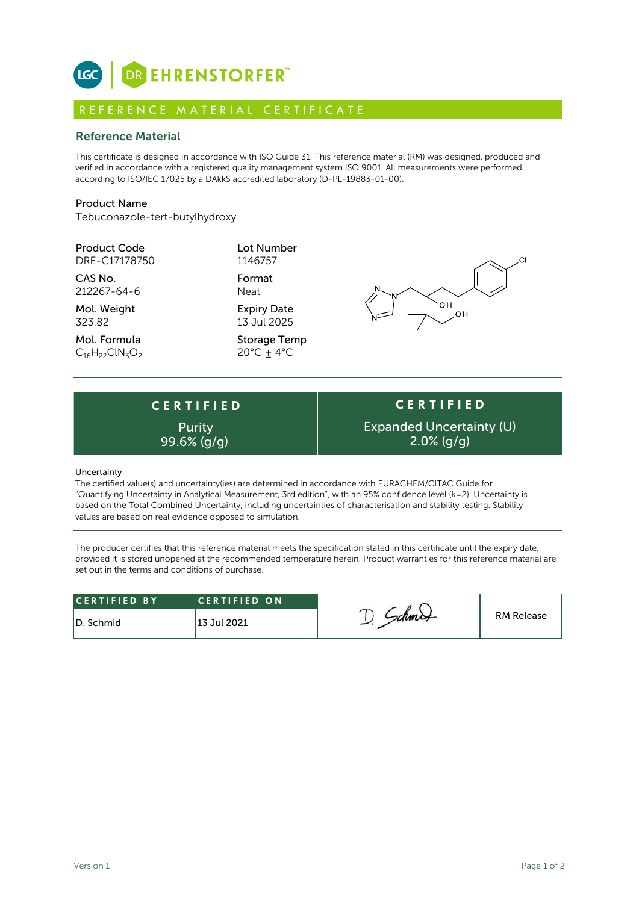LGC | DR EHRENSTORFER™

## REFERENCE MATERIAL CERTIFICATE

### Reference Material

This certificate is designed in accordance with ISO Guide 31. This reference material (RM) was designed, produced and verified in accordance with a registered quality management system ISO 9001. All measurements were performed according to ISO/IEC 17025 by a DAkkS accredited laboratory (D-PL-19883-01-00).

**Product Name**
Tebuconazole-tert-butylhydroxy

**Product Code**
DRE-C17178750

**CAS No.**
212267-64-6

**Mol. Weight**
323.82

**Mol. Formula**
$C_{16}H_{22}ClN_3O_2$

**Lot Number**
1146757

**Format**
Neat

**Expiry Date**
13 Jul 2025

**Storage Temp**
20°C ± 4°C

| CERTIFIED | CERTIFIED |
|---|---|
| Purity 99.6% (g/g) | Expanded Uncertainty (U) 2.0% (g/g) |

**Uncertainty**
The certified value(s) and uncertainty(ies) are determined in accordance with EURACHEM/CITAC Guide for "Quantifying Uncertainty in Analytical Measurement, 3rd edition", with an 95% confidence level (k=2). Uncertainty is based on the Total Combined Uncertainty, including uncertainties of characterisation and stability testing. Stability values are based on real evidence opposed to simulation.

The producer certifies that this reference material meets the specification stated in this certificate until the expiry date, provided it is stored unopened at the recommended temperature herein. Product warranties for this reference material are set out in the terms and conditions of purchase.

| CERTIFIED BY | CERTIFIED ON | | |
|---|---|---|---|
| D. Schmid | 13 Jul 2021 | D. Schmid | RM Release |

Version 1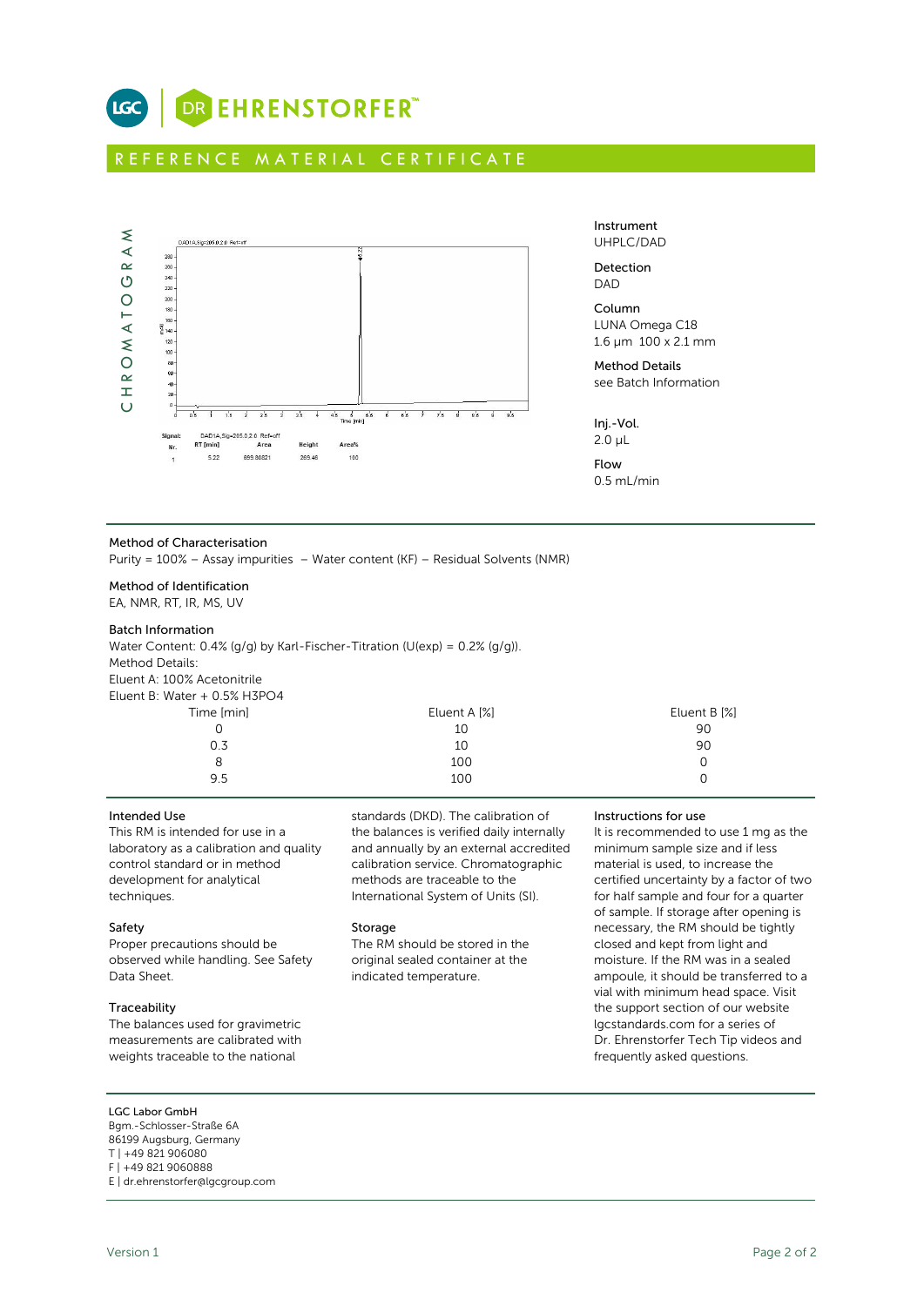# REFERENCE MATERIAL CERTIFICATE

## CHROMATOGRAM

DAD1A,Sig=205,0,2,0 Ref=off

mAU

0 20 40 60 80 100 120 140 160 180 200 220 240 260 280

5.22

0 0.5 1 1.5 2 2.5 3 3.5 4 4.5 5 5.5 6 6.5 7 7.5 8 8.5 9 9.5

Time [min]

Signal: DAD1A,Sig=205,0,2,0 Ref=off

| Nr. | RT [min] | Area | Height | Area% |
|---|---|---|---|---|
| 1 | 5.22 | 899.80821 | 269.46 | 100 |

**Instrument**
UHPLC/DAD

**Detection**
DAD

**Column**
LUNA Omega C18
1.6 µm 100 x 2.1 mm

**Method Details**
see Batch Information

**Inj.-Vol.**
2.0 µL

**Flow**
0.5 mL/min

### Method of Characterisation

Purity = 100% – Assay impurities – Water content (KF) – Residual Solvents (NMR)

### Method of Identification

EA, NMR, RT, IR, MS, UV

### Batch Information

Water Content: 0.4% (g/g) by Karl-Fischer-Titration (U(exp) = 0.2% (g/g)).
Method Details:
Eluent A: 100% Acetonitrile
Eluent B: Water + 0.5% $H_3PO_4$

| Time [min] | Eluent A [%] | Eluent B [%] |
|---|---|---|
| 0 | 10 | 90 |
| 0.3 | 10 | 90 |
| 8 | 100 | 0 |
| 9.5 | 100 | 0 |

### Intended Use

This RM is intended for use in a laboratory as a calibration and quality control standard or in method development for analytical techniques.

### Safety

Proper precautions should be observed while handling. See Safety Data Sheet.

### Traceability

The balances used for gravimetric measurements are calibrated with weights traceable to the national standards (DKD). The calibration of the balances is verified daily internally and annually by an external accredited calibration service. Chromatographic methods are traceable to the International System of Units (SI).

### Storage

The RM should be stored in the original sealed container at the indicated temperature.

### Instructions for use

It is recommended to use 1 mg as the minimum sample size and if less material is used, to increase the certified uncertainty by a factor of two for half sample and four for a quarter of sample. If storage after opening is necessary, the RM should be tightly closed and kept from light and moisture. If the RM was in a sealed ampoule, it should be transferred to a vial with minimum head space. Visit the support section of our website lgcstandards.com for a series of Dr. Ehrenstorfer Tech Tip videos and frequently asked questions.

LGC Labor GmbH
Bgm.-Schlosser-Straße 6A
86199 Augsburg, Germany
T | +49 821 906080
F | +49 821 9060888
E | dr.ehrenstorfer@lgcgroup.com

Version 1